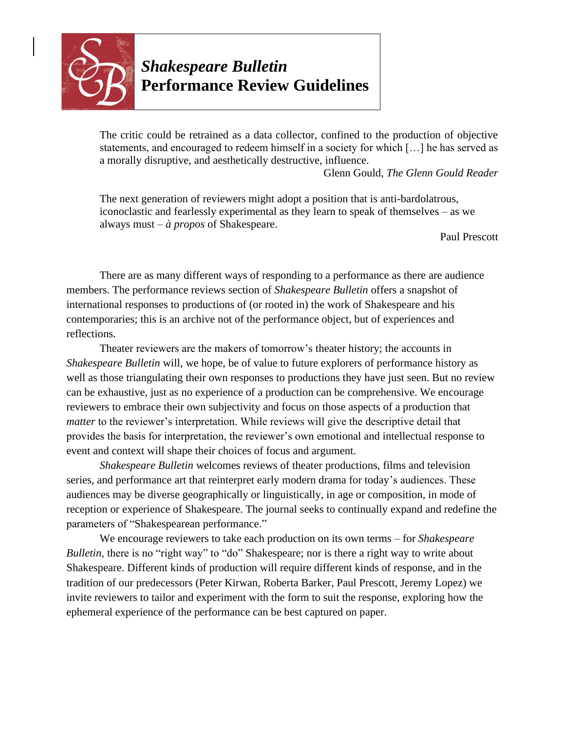# *Shakespeare Bulletin* Performance Review Guidelines

> The critic could be retrained as a data collector, confined to the production of objective statements, and encouraged to redeem himself in a society for which […] he has served as a morally disruptive, and aesthetically destructive, influence.
>
> Glenn Gould, *The Glenn Gould Reader*

> The next generation of reviewers might adopt a position that is anti-bardolatrous, iconoclastic and fearlessly experimental as they learn to speak of themselves – as we always must – *à propos* of Shakespeare.
>
> Paul Prescott

There are as many different ways of responding to a performance as there are audience members. The performance reviews section of *Shakespeare Bulletin* offers a snapshot of international responses to productions of (or rooted in) the work of Shakespeare and his contemporaries; this is an archive not of the performance object, but of experiences and reflections.

Theater reviewers are the makers of tomorrow's theater history; the accounts in *Shakespeare Bulletin* will, we hope, be of value to future explorers of performance history as well as those triangulating their own responses to productions they have just seen. But no review can be exhaustive, just as no experience of a production can be comprehensive. We encourage reviewers to embrace their own subjectivity and focus on those aspects of a production that *matter* to the reviewer's interpretation. While reviews will give the descriptive detail that provides the basis for interpretation, the reviewer's own emotional and intellectual response to event and context will shape their choices of focus and argument.

*Shakespeare Bulletin* welcomes reviews of theater productions, films and television series, and performance art that reinterpret early modern drama for today's audiences. These audiences may be diverse geographically or linguistically, in age or composition, in mode of reception or experience of Shakespeare. The journal seeks to continually expand and redefine the parameters of "Shakespearean performance."

We encourage reviewers to take each production on its own terms – for *Shakespeare Bulletin*, there is no "right way" to "do" Shakespeare; nor is there a right way to write about Shakespeare. Different kinds of production will require different kinds of response, and in the tradition of our predecessors (Peter Kirwan, Roberta Barker, Paul Prescott, Jeremy Lopez) we invite reviewers to tailor and experiment with the form to suit the response, exploring how the ephemeral experience of the performance can be best captured on paper.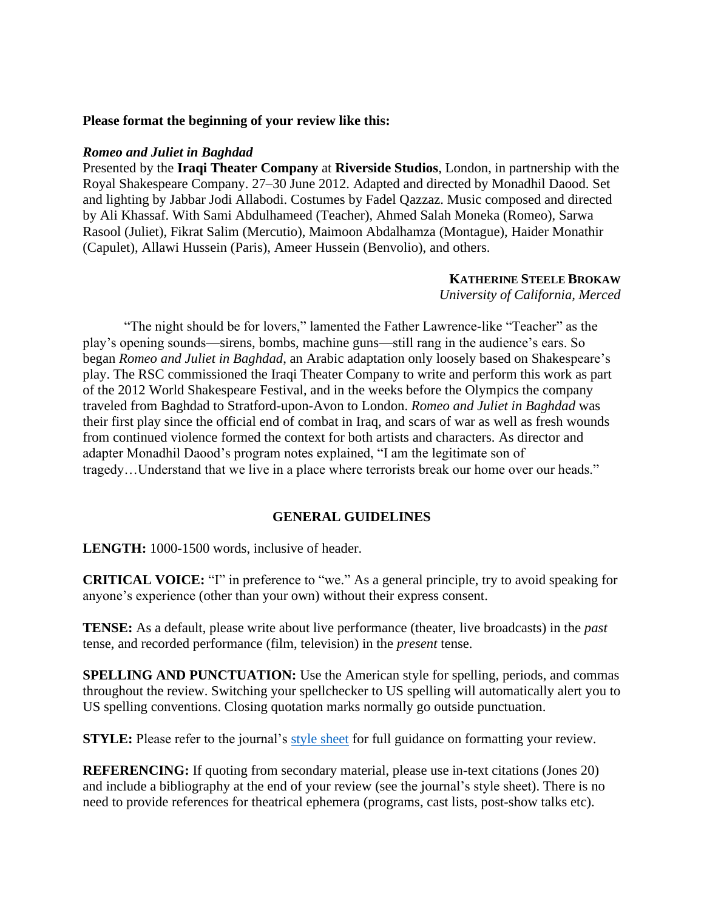**Please format the beginning of your review like this:**

***Romeo and Juliet in Baghdad***

Presented by the **Iraqi Theater Company** at **Riverside Studios**, London, in partnership with the Royal Shakespeare Company. 27–30 June 2012. Adapted and directed by Monadhil Daood. Set and lighting by Jabbar Jodi Allabodi. Costumes by Fadel Qazzaz. Music composed and directed by Ali Khassaf. With Sami Abdulhameed (Teacher), Ahmed Salah Moneka (Romeo), Sarwa Rasool (Juliet), Fikrat Salim (Mercutio), Maimoon Abdalhamza (Montague), Haider Monathir (Capulet), Allawi Hussein (Paris), Ameer Hussein (Benvolio), and others.

**KATHERINE STEELE BROKAW**
*University of California, Merced*

"The night should be for lovers," lamented the Father Lawrence-like "Teacher" as the play's opening sounds—sirens, bombs, machine guns—still rang in the audience's ears. So began *Romeo and Juliet in Baghdad*, an Arabic adaptation only loosely based on Shakespeare's play. The RSC commissioned the Iraqi Theater Company to write and perform this work as part of the 2012 World Shakespeare Festival, and in the weeks before the Olympics the company traveled from Baghdad to Stratford-upon-Avon to London. *Romeo and Juliet in Baghdad* was their first play since the official end of combat in Iraq, and scars of war as well as fresh wounds from continued violence formed the context for both artists and characters. As director and adapter Monadhil Daood's program notes explained, "I am the legitimate son of tragedy…Understand that we live in a place where terrorists break our home over our heads."

## GENERAL GUIDELINES

**LENGTH:** 1000-1500 words, inclusive of header.

**CRITICAL VOICE:** "I" in preference to "we." As a general principle, try to avoid speaking for anyone's experience (other than your own) without their express consent.

**TENSE:** As a default, please write about live performance (theater, live broadcasts) in the *past* tense, and recorded performance (film, television) in the *present* tense.

**SPELLING AND PUNCTUATION:** Use the American style for spelling, periods, and commas throughout the review. Switching your spellchecker to US spelling will automatically alert you to US spelling conventions. Closing quotation marks normally go outside punctuation.

**STYLE:** Please refer to the journal's style sheet for full guidance on formatting your review.

**REFERENCING:** If quoting from secondary material, please use in-text citations (Jones 20) and include a bibliography at the end of your review (see the journal's style sheet). There is no need to provide references for theatrical ephemera (programs, cast lists, post-show talks etc).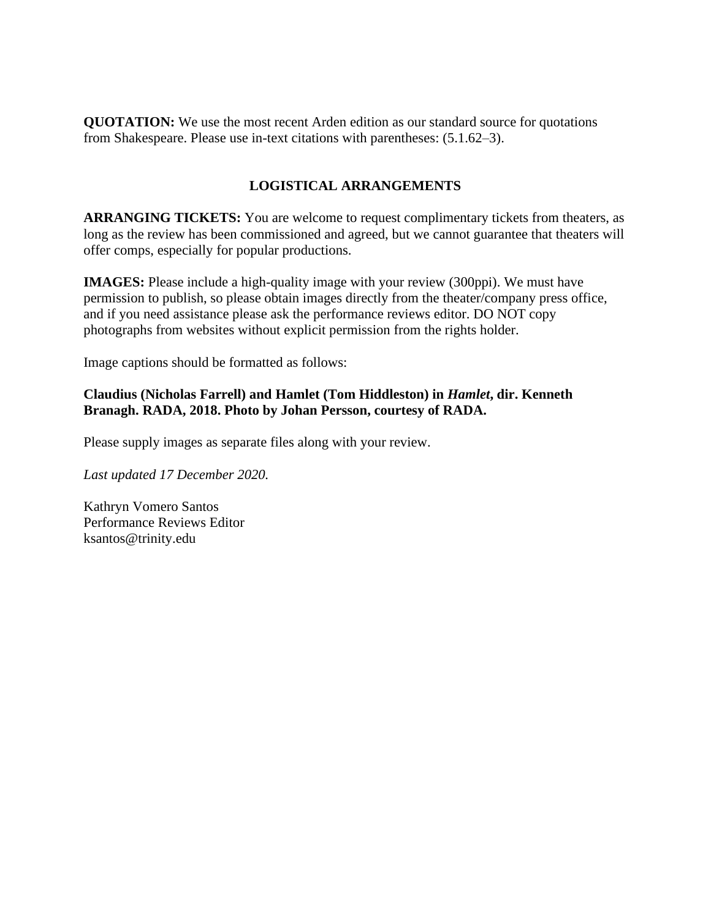**QUOTATION:** We use the most recent Arden edition as our standard source for quotations from Shakespeare. Please use in-text citations with parentheses: (5.1.62–3).

## LOGISTICAL ARRANGEMENTS

**ARRANGING TICKETS:** You are welcome to request complimentary tickets from theaters, as long as the review has been commissioned and agreed, but we cannot guarantee that theaters will offer comps, especially for popular productions.

**IMAGES:** Please include a high-quality image with your review (300ppi). We must have permission to publish, so please obtain images directly from the theater/company press office, and if you need assistance please ask the performance reviews editor. DO NOT copy photographs from websites without explicit permission from the rights holder.

Image captions should be formatted as follows:

**Claudius (Nicholas Farrell) and Hamlet (Tom Hiddleston) in *Hamlet*, dir. Kenneth Branagh. RADA, 2018. Photo by Johan Persson, courtesy of RADA.**

Please supply images as separate files along with your review.

*Last updated 17 December 2020.*

Kathryn Vomero Santos
Performance Reviews Editor
ksantos@trinity.edu